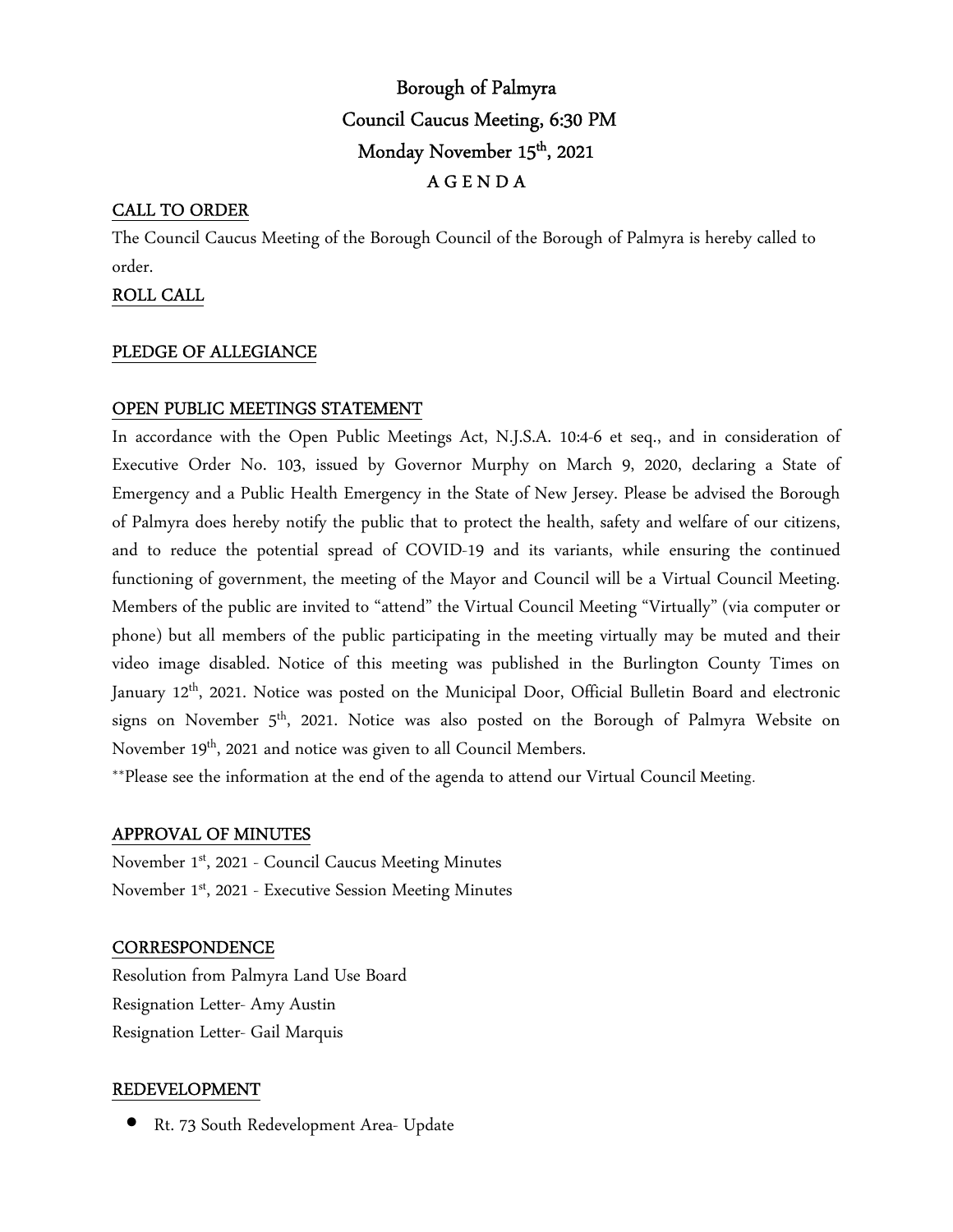# Borough of Palmyra

## Council Caucus Meeting, 6:30 PM

## Monday November 15th, 2021

## A G E N D A

### CALL TO ORDER

The Council Caucus Meeting of the Borough Council of the Borough of Palmyra is hereby called to order.

### ROLL CALL

### PLEDGE OF ALLEGIANCE

### OPEN PUBLIC MEETINGS STATEMENT

In accordance with the Open Public Meetings Act, N.J.S.A. 10:4-6 et seq., and in consideration of Executive Order No. 103, issued by Governor Murphy on March 9, 2020, declaring a State of Emergency and a Public Health Emergency in the State of New Jersey. Please be advised the Borough of Palmyra does hereby notify the public that to protect the health, safety and welfare of our citizens, and to reduce the potential spread of COVID-19 and its variants, while ensuring the continued functioning of government, the meeting of the Mayor and Council will be a Virtual Council Meeting. Members of the public are invited to "attend" the Virtual Council Meeting "Virtually" (via computer or phone) but all members of the public participating in the meeting virtually may be muted and their video image disabled. Notice of this meeting was published in the Burlington County Times on January 12th, 2021. Notice was posted on the Municipal Door, Official Bulletin Board and electronic signs on November 5th, 2021. Notice was also posted on the Borough of Palmyra Website on November 19th, 2021 and notice was given to all Council Members.

**Please see the information at the end of the agenda to attend our Virtual Council Meeting.

### APPROVAL OF MINUTES

November 1st, 2021 - Council Caucus Meeting Minutes

November 1st, 2021 - Executive Session Meeting Minutes

### CORRESPONDENCE

Resolution from Palmyra Land Use Board

Resignation Letter- Amy Austin

Resignation Letter- Gail Marquis

### REDEVELOPMENT

- Rt. 73 South Redevelopment Area- Update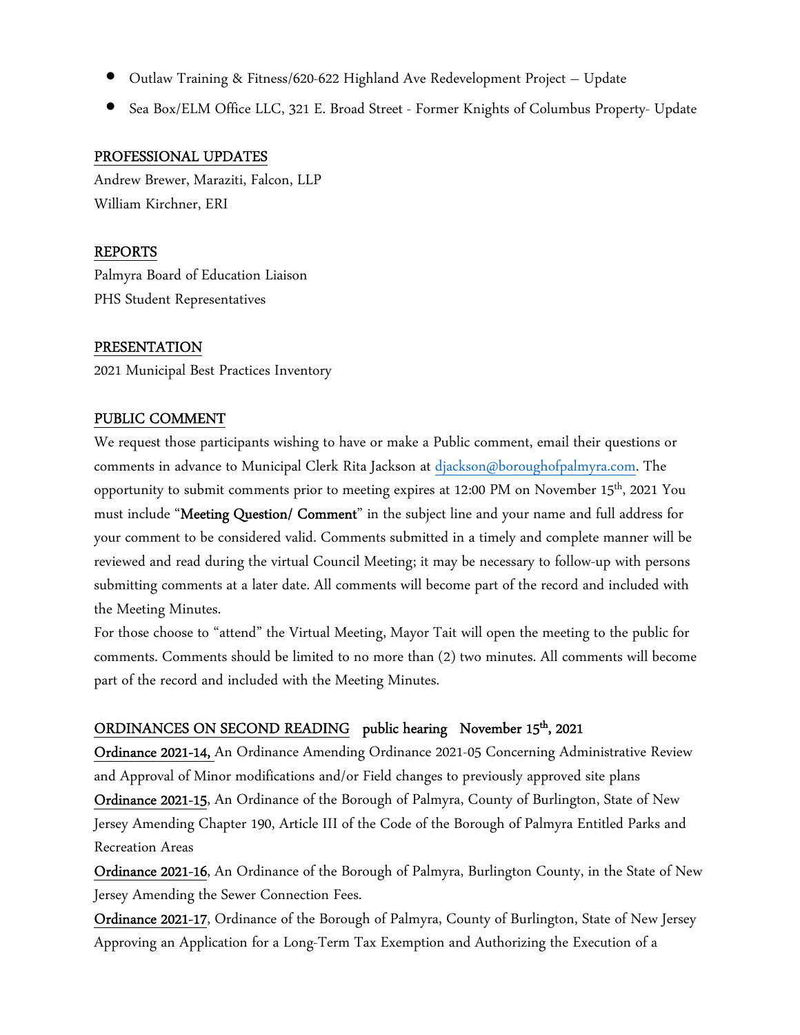- Outlaw Training & Fitness/620-622 Highland Ave Redevelopment Project – Update
- Sea Box/ELM Office LLC, 321 E. Broad Street - Former Knights of Columbus Property- Update

## PROFESSIONAL UPDATES

Andrew Brewer, Maraziti, Falcon, LLP
William Kirchner, ERI

## REPORTS

Palmyra Board of Education Liaison
PHS Student Representatives

## PRESENTATION

2021 Municipal Best Practices Inventory

## PUBLIC COMMENT

We request those participants wishing to have or make a Public comment, email their questions or comments in advance to Municipal Clerk Rita Jackson at djackson@boroughofpalmyra.com. The opportunity to submit comments prior to meeting expires at 12:00 PM on November 15th, 2021 You must include "**Meeting Question/ Comment**" in the subject line and your name and full address for your comment to be considered valid. Comments submitted in a timely and complete manner will be reviewed and read during the virtual Council Meeting; it may be necessary to follow-up with persons submitting comments at a later date. All comments will become part of the record and included with the Meeting Minutes.

For those choose to "attend" the Virtual Meeting, Mayor Tait will open the meeting to the public for comments. Comments should be limited to no more than (2) two minutes. All comments will become part of the record and included with the Meeting Minutes.

## ORDINANCES ON SECOND READING **public hearing November 15th, 2021**

**Ordinance 2021-14,** An Ordinance Amending Ordinance 2021-05 Concerning Administrative Review and Approval of Minor modifications and/or Field changes to previously approved site plans

**Ordinance 2021-15**, An Ordinance of the Borough of Palmyra, County of Burlington, State of New Jersey Amending Chapter 190, Article III of the Code of the Borough of Palmyra Entitled Parks and Recreation Areas

**Ordinance 2021-16**, An Ordinance of the Borough of Palmyra, Burlington County, in the State of New Jersey Amending the Sewer Connection Fees.

**Ordinance 2021-17**, Ordinance of the Borough of Palmyra, County of Burlington, State of New Jersey Approving an Application for a Long-Term Tax Exemption and Authorizing the Execution of a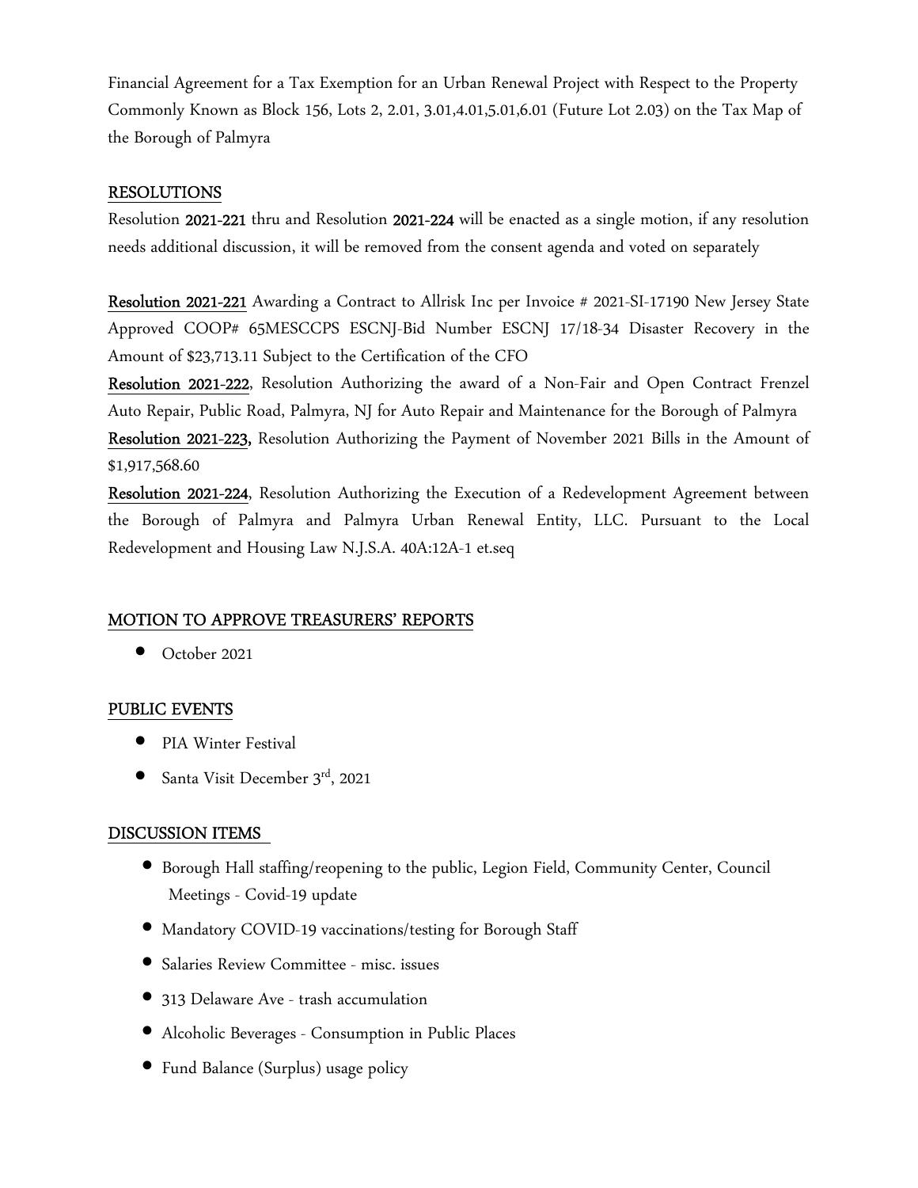Financial Agreement for a Tax Exemption for an Urban Renewal Project with Respect to the Property Commonly Known as Block 156, Lots 2, 2.01, 3.01,4.01,5.01,6.01 (Future Lot 2.03) on the Tax Map of the Borough of Palmyra

## RESOLUTIONS

Resolution **2021-221** thru and Resolution **2021-224** will be enacted as a single motion, if any resolution needs additional discussion, it will be removed from the consent agenda and voted on separately

**Resolution 2021-221** Awarding a Contract to Allrisk Inc per Invoice # 2021-SI-17190 New Jersey State Approved COOP# 65MESCCPS ESCNJ-Bid Number ESCNJ 17/18-34 Disaster Recovery in the Amount of $23,713.11 Subject to the Certification of the CFO

**Resolution 2021-222**, Resolution Authorizing the award of a Non-Fair and Open Contract Frenzel Auto Repair, Public Road, Palmyra, NJ for Auto Repair and Maintenance for the Borough of Palmyra

**Resolution 2021-223,** Resolution Authorizing the Payment of November 2021 Bills in the Amount of $1,917,568.60

**Resolution 2021-224**, Resolution Authorizing the Execution of a Redevelopment Agreement between the Borough of Palmyra and Palmyra Urban Renewal Entity, LLC. Pursuant to the Local Redevelopment and Housing Law N.J.S.A. 40A:12A-1 et.seq

## MOTION TO APPROVE TREASURERS' REPORTS

- October 2021

## PUBLIC EVENTS

- PIA Winter Festival
- Santa Visit December 3rd, 2021

## DISCUSSION ITEMS

- Borough Hall staffing/reopening to the public, Legion Field, Community Center, Council Meetings - Covid-19 update
- Mandatory COVID-19 vaccinations/testing for Borough Staff
- Salaries Review Committee - misc. issues
- 313 Delaware Ave - trash accumulation
- Alcoholic Beverages - Consumption in Public Places
- Fund Balance (Surplus) usage policy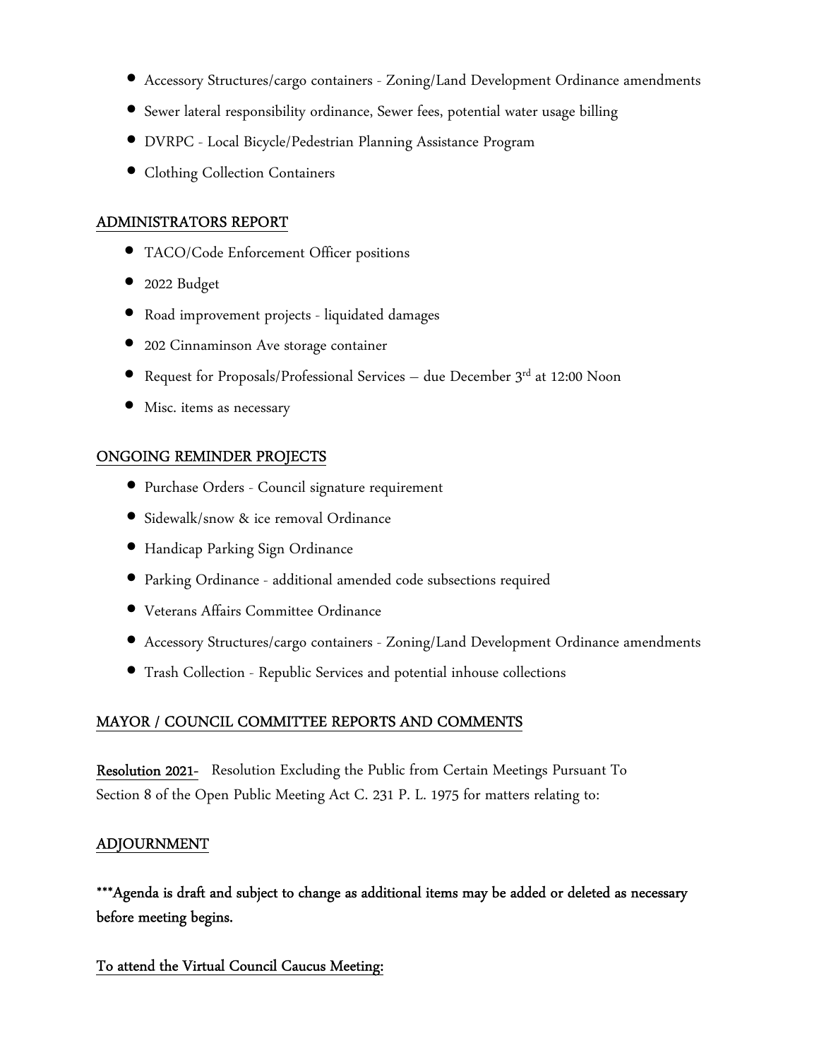- Accessory Structures/cargo containers - Zoning/Land Development Ordinance amendments
- Sewer lateral responsibility ordinance, Sewer fees, potential water usage billing
- DVRPC - Local Bicycle/Pedestrian Planning Assistance Program
- Clothing Collection Containers

## ADMINISTRATORS REPORT

- TACO/Code Enforcement Officer positions
- 2022 Budget
- Road improvement projects - liquidated damages
- 202 Cinnaminson Ave storage container
- Request for Proposals/Professional Services – due December 3rd at 12:00 Noon
- Misc. items as necessary

## ONGOING REMINDER PROJECTS

- Purchase Orders - Council signature requirement
- Sidewalk/snow & ice removal Ordinance
- Handicap Parking Sign Ordinance
- Parking Ordinance - additional amended code subsections required
- Veterans Affairs Committee Ordinance
- Accessory Structures/cargo containers - Zoning/Land Development Ordinance amendments
- Trash Collection - Republic Services and potential inhouse collections

## MAYOR / COUNCIL COMMITTEE REPORTS AND COMMENTS

**Resolution 2021-** Resolution Excluding the Public from Certain Meetings Pursuant To Section 8 of the Open Public Meeting Act C. 231 P. L. 1975 for matters relating to:

## ADJOURNMENT

**\*\*\*Agenda is draft and subject to change as additional items may be added or deleted as necessary before meeting begins.**

## To attend the Virtual Council Caucus Meeting: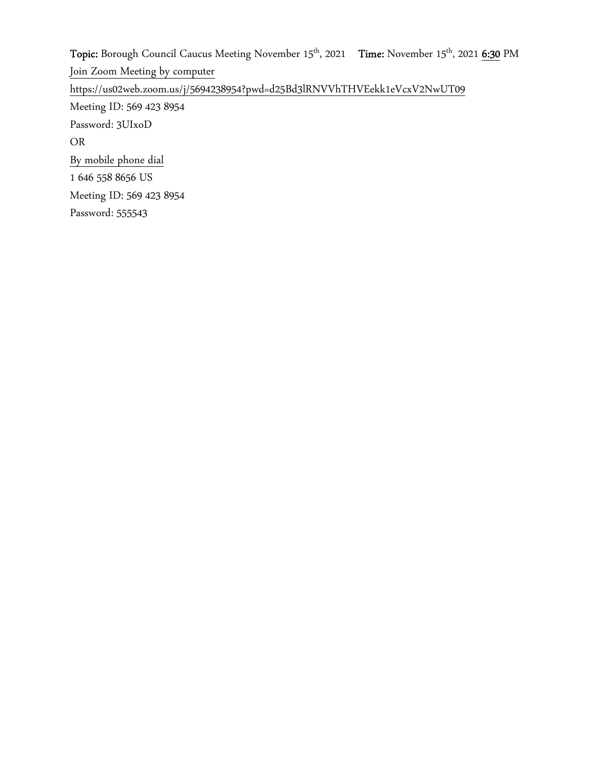**Topic:** Borough Council Caucus Meeting November 15th, 2021 **Time:** November 15th, 2021 6:30 PM

Join Zoom Meeting by computer

https://us02web.zoom.us/j/5694238954?pwd=d25Bd3lRNVVhTHVEekk1eVcxV2NwUT09

Meeting ID: 569 423 8954

Password: 3UIxoD

OR

By mobile phone dial

1 646 558 8656 US

Meeting ID: 569 423 8954

Password: 555543